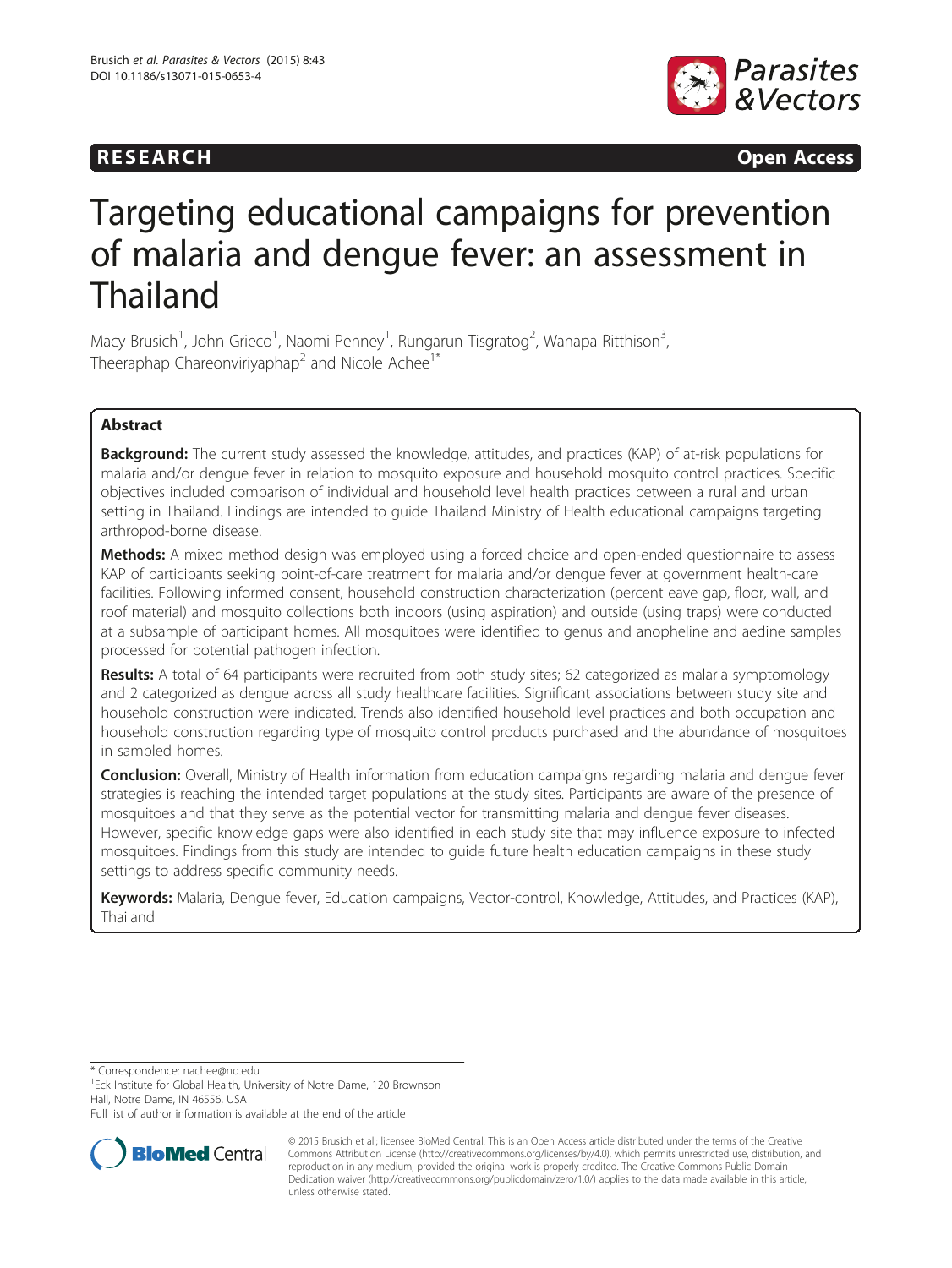RESEARCH Open Access

# Targeting educational campaigns for prevention of malaria and dengue fever: an assessment in Thailand

Macy Brusich[1], John Grieco[1], Naomi Penney[1], Rungarun Tisgratog[2], Wanapa Ritthison[3], Theeraphap Chareonviriyaphap[2] and Nicole Achee[1*]

## Abstract

**Background:** The current study assessed the knowledge, attitudes, and practices (KAP) of at-risk populations for malaria and/or dengue fever in relation to mosquito exposure and household mosquito control practices. Specific objectives included comparison of individual and household level health practices between a rural and urban setting in Thailand. Findings are intended to guide Thailand Ministry of Health educational campaigns targeting arthropod-borne disease.

**Methods:** A mixed method design was employed using a forced choice and open-ended questionnaire to assess KAP of participants seeking point-of-care treatment for malaria and/or dengue fever at government health-care facilities. Following informed consent, household construction characterization (percent eave gap, floor, wall, and roof material) and mosquito collections both indoors (using aspiration) and outside (using traps) were conducted at a subsample of participant homes. All mosquitoes were identified to genus and anopheline and aedine samples processed for potential pathogen infection.

**Results:** A total of 64 participants were recruited from both study sites; 62 categorized as malaria symptomology and 2 categorized as dengue across all study healthcare facilities. Significant associations between study site and household construction were indicated. Trends also identified household level practices and both occupation and household construction regarding type of mosquito control products purchased and the abundance of mosquitoes in sampled homes.

**Conclusion:** Overall, Ministry of Health information from education campaigns regarding malaria and dengue fever strategies is reaching the intended target populations at the study sites. Participants are aware of the presence of mosquitoes and that they serve as the potential vector for transmitting malaria and dengue fever diseases. However, specific knowledge gaps were also identified in each study site that may influence exposure to infected mosquitoes. Findings from this study are intended to guide future health education campaigns in these study settings to address specific community needs.

**Keywords:** Malaria, Dengue fever, Education campaigns, Vector-control, Knowledge, Attitudes, and Practices (KAP), Thailand

\* Correspondence: nachee@nd.edu
[1]Eck Institute for Global Health, University of Notre Dame, 120 Brownson Hall, Notre Dame, IN 46556, USA
Full list of author information is available at the end of the article

© 2015 Brusich et al.; licensee BioMed Central. This is an Open Access article distributed under the terms of the Creative Commons Attribution License (http://creativecommons.org/licenses/by/4.0), which permits unrestricted use, distribution, and reproduction in any medium, provided the original work is properly credited. The Creative Commons Public Domain Dedication waiver (http://creativecommons.org/publicdomain/zero/1.0/) applies to the data made available in this article, unless otherwise stated.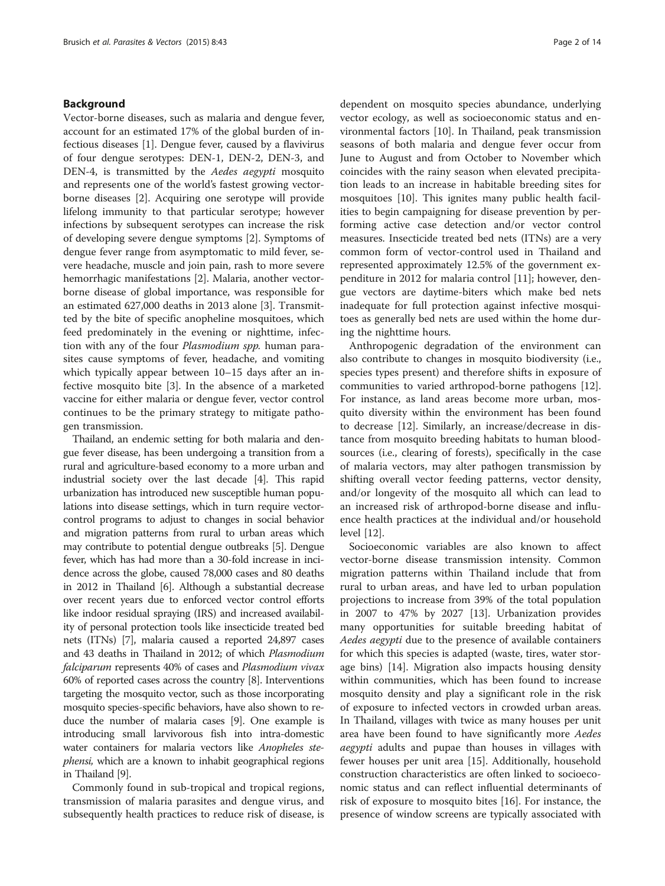## Background

Vector-borne diseases, such as malaria and dengue fever, account for an estimated 17% of the global burden of infectious diseases [1]. Dengue fever, caused by a flavivirus of four dengue serotypes: DEN-1, DEN-2, DEN-3, and DEN-4, is transmitted by the *Aedes aegypti* mosquito and represents one of the world's fastest growing vector-borne diseases [2]. Acquiring one serotype will provide lifelong immunity to that particular serotype; however infections by subsequent serotypes can increase the risk of developing severe dengue symptoms [2]. Symptoms of dengue fever range from asymptomatic to mild fever, severe headache, muscle and join pain, rash to more severe hemorrhagic manifestations [2]. Malaria, another vector-borne disease of global importance, was responsible for an estimated 627,000 deaths in 2013 alone [3]. Transmitted by the bite of specific anopheline mosquitoes, which feed predominately in the evening or nighttime, infection with any of the four *Plasmodium spp.* human parasites cause symptoms of fever, headache, and vomiting which typically appear between 10–15 days after an infective mosquito bite [3]. In the absence of a marketed vaccine for either malaria or dengue fever, vector control continues to be the primary strategy to mitigate pathogen transmission.

Thailand, an endemic setting for both malaria and dengue fever disease, has been undergoing a transition from a rural and agriculture-based economy to a more urban and industrial society over the last decade [4]. This rapid urbanization has introduced new susceptible human populations into disease settings, which in turn require vector-control programs to adjust to changes in social behavior and migration patterns from rural to urban areas which may contribute to potential dengue outbreaks [5]. Dengue fever, which has had more than a 30-fold increase in incidence across the globe, caused 78,000 cases and 80 deaths in 2012 in Thailand [6]. Although a substantial decrease over recent years due to enforced vector control efforts like indoor residual spraying (IRS) and increased availability of personal protection tools like insecticide treated bed nets (ITNs) [7], malaria caused a reported 24,897 cases and 43 deaths in Thailand in 2012; of which *Plasmodium falciparum* represents 40% of cases and *Plasmodium vivax* 60% of reported cases across the country [8]. Interventions targeting the mosquito vector, such as those incorporating mosquito species-specific behaviors, have also shown to reduce the number of malaria cases [9]. One example is introducing small larvivorous fish into intra-domestic water containers for malaria vectors like *Anopheles stephensi,* which are a known to inhabit geographical regions in Thailand [9].

Commonly found in sub-tropical and tropical regions, transmission of malaria parasites and dengue virus, and subsequently health practices to reduce risk of disease, is dependent on mosquito species abundance, underlying vector ecology, as well as socioeconomic status and environmental factors [10]. In Thailand, peak transmission seasons of both malaria and dengue fever occur from June to August and from October to November which coincides with the rainy season when elevated precipitation leads to an increase in habitable breeding sites for mosquitoes [10]. This ignites many public health facilities to begin campaigning for disease prevention by performing active case detection and/or vector control measures. Insecticide treated bed nets (ITNs) are a very common form of vector-control used in Thailand and represented approximately 12.5% of the government expenditure in 2012 for malaria control [11]; however, dengue vectors are daytime-biters which make bed nets inadequate for full protection against infective mosquitoes as generally bed nets are used within the home during the nighttime hours.

Anthropogenic degradation of the environment can also contribute to changes in mosquito biodiversity (i.e., species types present) and therefore shifts in exposure of communities to varied arthropod-borne pathogens [12]. For instance, as land areas become more urban, mosquito diversity within the environment has been found to decrease [12]. Similarly, an increase/decrease in distance from mosquito breeding habitats to human blood-sources (i.e., clearing of forests), specifically in the case of malaria vectors, may alter pathogen transmission by shifting overall vector feeding patterns, vector density, and/or longevity of the mosquito all which can lead to an increased risk of arthropod-borne disease and influence health practices at the individual and/or household level [12].

Socioeconomic variables are also known to affect vector-borne disease transmission intensity. Common migration patterns within Thailand include that from rural to urban areas, and have led to urban population projections to increase from 39% of the total population in 2007 to 47% by 2027 [13]. Urbanization provides many opportunities for suitable breeding habitat of *Aedes aegypti* due to the presence of available containers for which this species is adapted (waste, tires, water storage bins) [14]. Migration also impacts housing density within communities, which has been found to increase mosquito density and play a significant role in the risk of exposure to infected vectors in crowded urban areas. In Thailand, villages with twice as many houses per unit area have been found to have significantly more *Aedes aegypti* adults and pupae than houses in villages with fewer houses per unit area [15]. Additionally, household construction characteristics are often linked to socioeconomic status and can reflect influential determinants of risk of exposure to mosquito bites [16]. For instance, the presence of window screens are typically associated with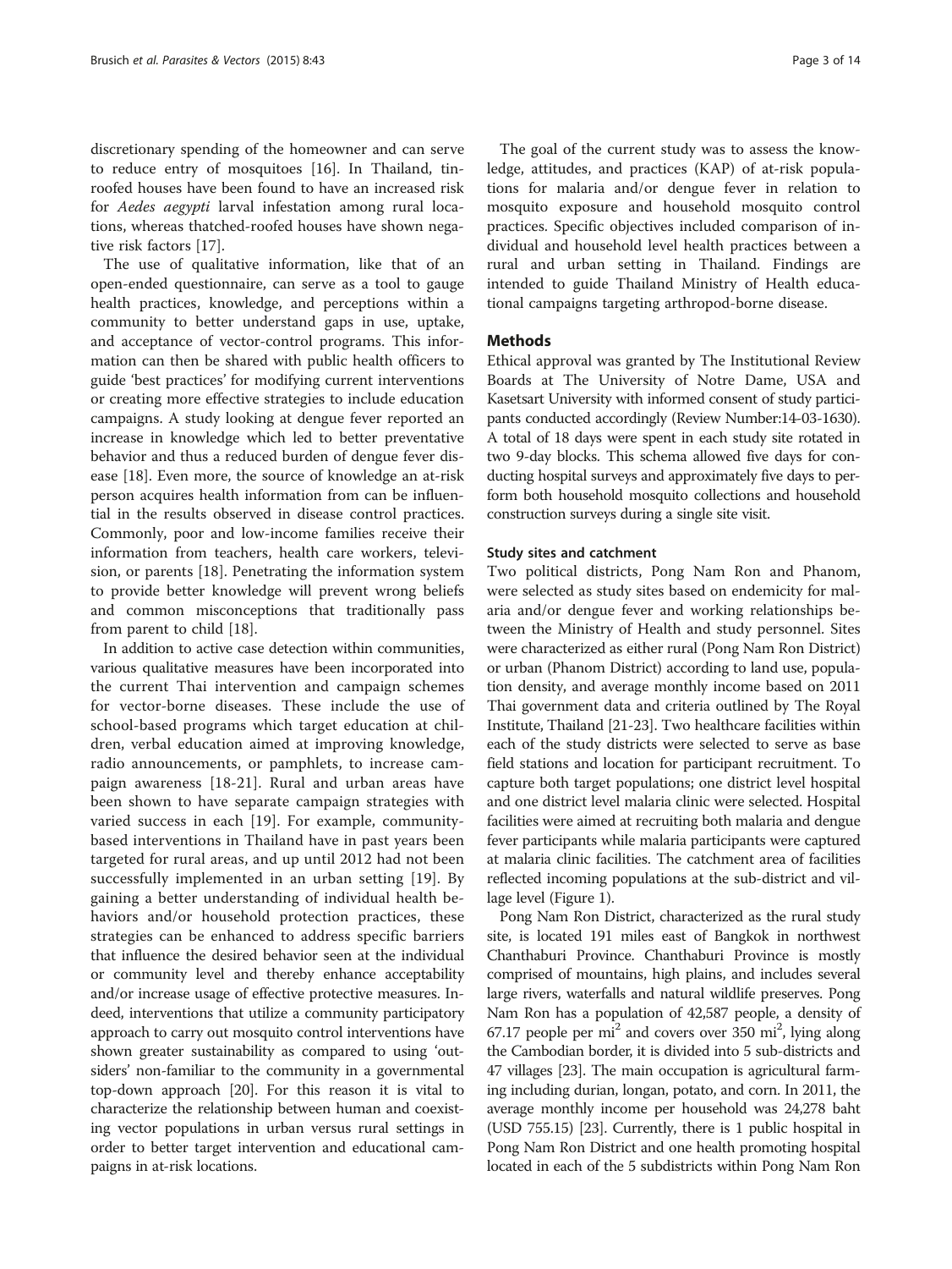discretionary spending of the homeowner and can serve to reduce entry of mosquitoes [16]. In Thailand, tin-roofed houses have been found to have an increased risk for *Aedes aegypti* larval infestation among rural locations, whereas thatched-roofed houses have shown negative risk factors [17].

The use of qualitative information, like that of an open-ended questionnaire, can serve as a tool to gauge health practices, knowledge, and perceptions within a community to better understand gaps in use, uptake, and acceptance of vector-control programs. This information can then be shared with public health officers to guide 'best practices' for modifying current interventions or creating more effective strategies to include education campaigns. A study looking at dengue fever reported an increase in knowledge which led to better preventative behavior and thus a reduced burden of dengue fever disease [18]. Even more, the source of knowledge an at-risk person acquires health information from can be influential in the results observed in disease control practices. Commonly, poor and low-income families receive their information from teachers, health care workers, television, or parents [18]. Penetrating the information system to provide better knowledge will prevent wrong beliefs and common misconceptions that traditionally pass from parent to child [18].

In addition to active case detection within communities, various qualitative measures have been incorporated into the current Thai intervention and campaign schemes for vector-borne diseases. These include the use of school-based programs which target education at children, verbal education aimed at improving knowledge, radio announcements, or pamphlets, to increase campaign awareness [18-21]. Rural and urban areas have been shown to have separate campaign strategies with varied success in each [19]. For example, community-based interventions in Thailand have in past years been targeted for rural areas, and up until 2012 had not been successfully implemented in an urban setting [19]. By gaining a better understanding of individual health behaviors and/or household protection practices, these strategies can be enhanced to address specific barriers that influence the desired behavior seen at the individual or community level and thereby enhance acceptability and/or increase usage of effective protective measures. Indeed, interventions that utilize a community participatory approach to carry out mosquito control interventions have shown greater sustainability as compared to using 'outsiders' non-familiar to the community in a governmental top-down approach [20]. For this reason it is vital to characterize the relationship between human and coexisting vector populations in urban versus rural settings in order to better target intervention and educational campaigns in at-risk locations.

The goal of the current study was to assess the knowledge, attitudes, and practices (KAP) of at-risk populations for malaria and/or dengue fever in relation to mosquito exposure and household mosquito control practices. Specific objectives included comparison of individual and household level health practices between a rural and urban setting in Thailand. Findings are intended to guide Thailand Ministry of Health educational campaigns targeting arthropod-borne disease.

## Methods

Ethical approval was granted by The Institutional Review Boards at The University of Notre Dame, USA and Kasetsart University with informed consent of study participants conducted accordingly (Review Number:14-03-1630). A total of 18 days were spent in each study site rotated in two 9-day blocks. This schema allowed five days for conducting hospital surveys and approximately five days to perform both household mosquito collections and household construction surveys during a single site visit.

### Study sites and catchment

Two political districts, Pong Nam Ron and Phanom, were selected as study sites based on endemicity for malaria and/or dengue fever and working relationships between the Ministry of Health and study personnel. Sites were characterized as either rural (Pong Nam Ron District) or urban (Phanom District) according to land use, population density, and average monthly income based on 2011 Thai government data and criteria outlined by The Royal Institute, Thailand [21-23]. Two healthcare facilities within each of the study districts were selected to serve as base field stations and location for participant recruitment. To capture both target populations; one district level hospital and one district level malaria clinic were selected. Hospital facilities were aimed at recruiting both malaria and dengue fever participants while malaria participants were captured at malaria clinic facilities. The catchment area of facilities reflected incoming populations at the sub-district and village level (Figure 1).

Pong Nam Ron District, characterized as the rural study site, is located 191 miles east of Bangkok in northwest Chanthaburi Province. Chanthaburi Province is mostly comprised of mountains, high plains, and includes several large rivers, waterfalls and natural wildlife preserves. Pong Nam Ron has a population of 42,587 people, a density of 67.17 people per $mi^2$ and covers over 350 $mi^2$, lying along the Cambodian border, it is divided into 5 sub-districts and 47 villages [23]. The main occupation is agricultural farming including durian, longan, potato, and corn. In 2011, the average monthly income per household was 24,278 baht (USD 755.15) [23]. Currently, there is 1 public hospital in Pong Nam Ron District and one health promoting hospital located in each of the 5 subdistricts within Pong Nam Ron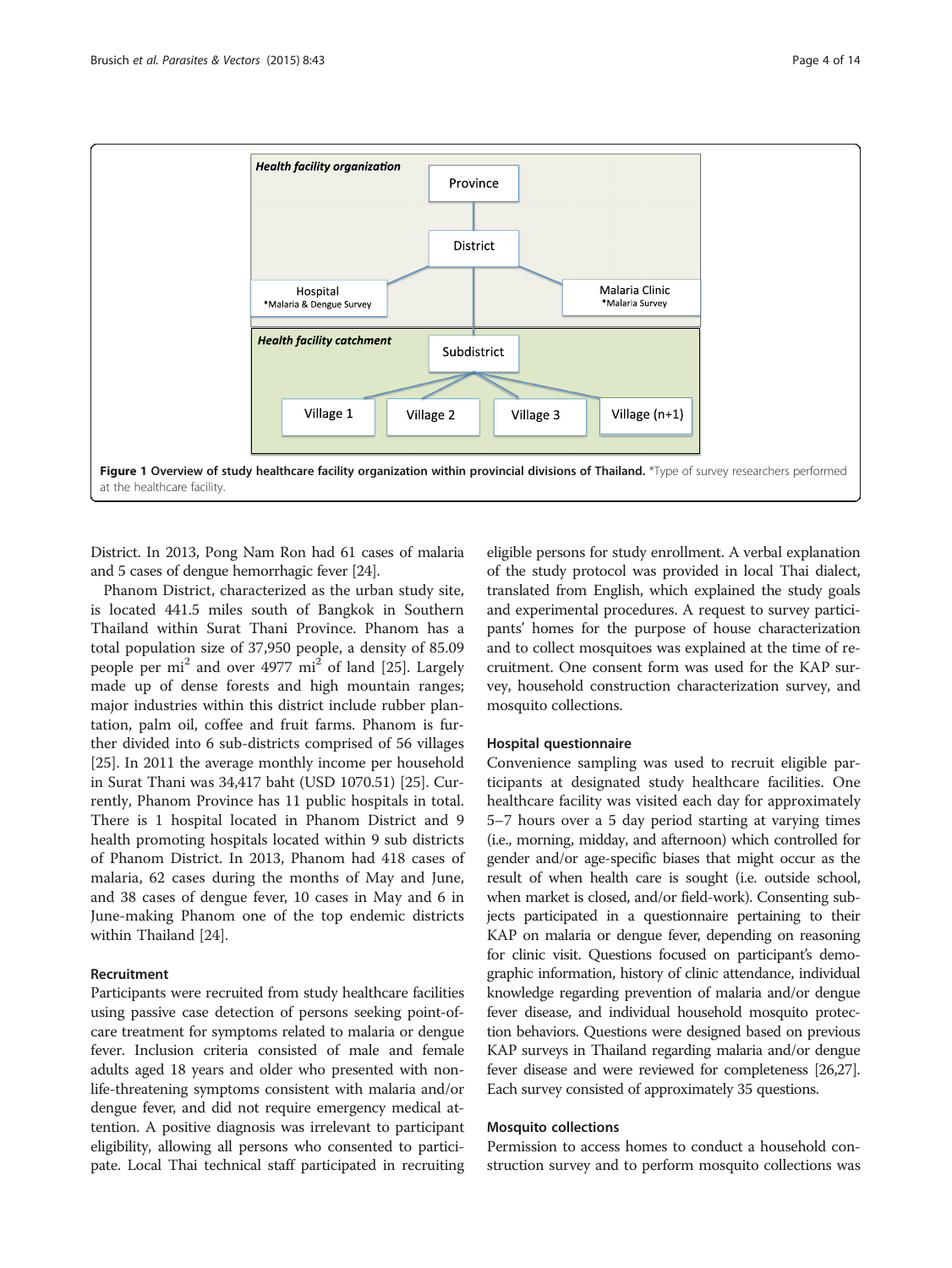**Figure 1 Overview of study healthcare facility organization within provincial divisions of Thailand.** *Type of survey researchers performed at the healthcare facility.

District. In 2013, Pong Nam Ron had 61 cases of malaria and 5 cases of dengue hemorrhagic fever [24].

Phanom District, characterized as the urban study site, is located 441.5 miles south of Bangkok in Southern Thailand within Surat Thani Province. Phanom has a total population size of 37,950 people, a density of 85.09 people per mi$^2$ and over 4977 mi$^2$ of land [25]. Largely made up of dense forests and high mountain ranges; major industries within this district include rubber plantation, palm oil, coffee and fruit farms. Phanom is further divided into 6 sub-districts comprised of 56 villages [25]. In 2011 the average monthly income per household in Surat Thani was 34,417 baht (USD 1070.51) [25]. Currently, Phanom Province has 11 public hospitals in total. There is 1 hospital located in Phanom District and 9 health promoting hospitals located within 9 sub districts of Phanom District. In 2013, Phanom had 418 cases of malaria, 62 cases during the months of May and June, and 38 cases of dengue fever, 10 cases in May and 6 in June-making Phanom one of the top endemic districts within Thailand [24].

### Recruitment

Participants were recruited from study healthcare facilities using passive case detection of persons seeking point-of-care treatment for symptoms related to malaria or dengue fever. Inclusion criteria consisted of male and female adults aged 18 years and older who presented with non-life-threatening symptoms consistent with malaria and/or dengue fever, and did not require emergency medical attention. A positive diagnosis was irrelevant to participant eligibility, allowing all persons who consented to participate. Local Thai technical staff participated in recruiting eligible persons for study enrollment. A verbal explanation of the study protocol was provided in local Thai dialect, translated from English, which explained the study goals and experimental procedures. A request to survey participants' homes for the purpose of house characterization and to collect mosquitoes was explained at the time of recruitment. One consent form was used for the KAP survey, household construction characterization survey, and mosquito collections.

### Hospital questionnaire

Convenience sampling was used to recruit eligible participants at designated study healthcare facilities. One healthcare facility was visited each day for approximately 5–7 hours over a 5 day period starting at varying times (i.e., morning, midday, and afternoon) which controlled for gender and/or age-specific biases that might occur as the result of when health care is sought (i.e. outside school, when market is closed, and/or field-work). Consenting subjects participated in a questionnaire pertaining to their KAP on malaria or dengue fever, depending on reasoning for clinic visit. Questions focused on participant's demographic information, history of clinic attendance, individual knowledge regarding prevention of malaria and/or dengue fever disease, and individual household mosquito protection behaviors. Questions were designed based on previous KAP surveys in Thailand regarding malaria and/or dengue fever disease and were reviewed for completeness [26,27]. Each survey consisted of approximately 35 questions.

### Mosquito collections

Permission to access homes to conduct a household construction survey and to perform mosquito collections was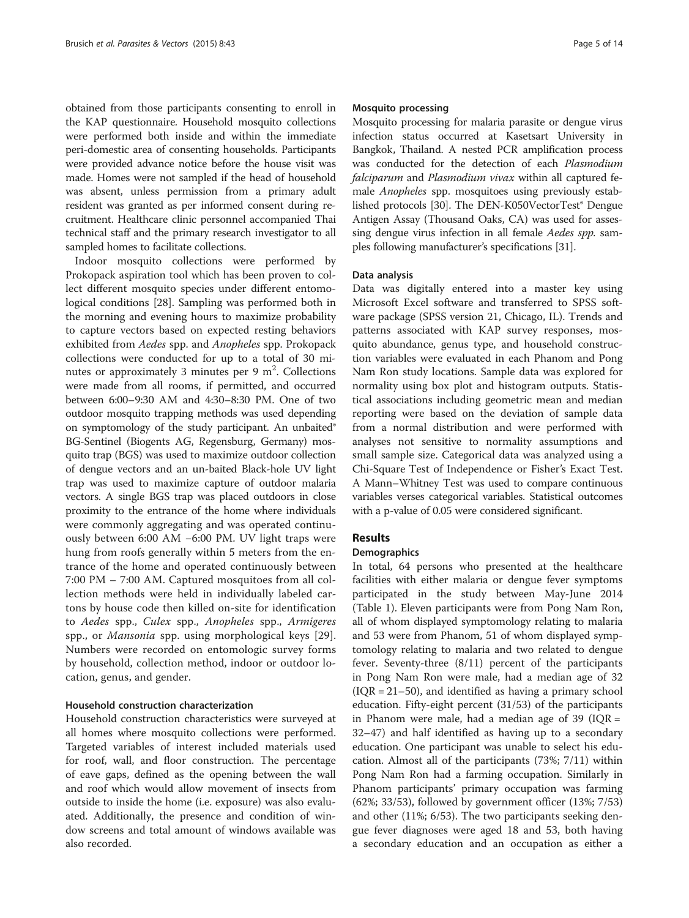obtained from those participants consenting to enroll in the KAP questionnaire. Household mosquito collections were performed both inside and within the immediate peri-domestic area of consenting households. Participants were provided advance notice before the house visit was made. Homes were not sampled if the head of household was absent, unless permission from a primary adult resident was granted as per informed consent during recruitment. Healthcare clinic personnel accompanied Thai technical staff and the primary research investigator to all sampled homes to facilitate collections.

Indoor mosquito collections were performed by Prokopack aspiration tool which has been proven to collect different mosquito species under different entomological conditions [28]. Sampling was performed both in the morning and evening hours to maximize probability to capture vectors based on expected resting behaviors exhibited from *Aedes* spp. and *Anopheles* spp. Prokopack collections were conducted for up to a total of 30 minutes or approximately 3 minutes per 9 $m^2$. Collections were made from all rooms, if permitted, and occurred between 6:00–9:30 AM and 4:30–8:30 PM. One of two outdoor mosquito trapping methods was used depending on symptomology of the study participant. An unbaited® BG-Sentinel (Biogents AG, Regensburg, Germany) mosquito trap (BGS) was used to maximize outdoor collection of dengue vectors and an un-baited Black-hole UV light trap was used to maximize capture of outdoor malaria vectors. A single BGS trap was placed outdoors in close proximity to the entrance of the home where individuals were commonly aggregating and was operated continuously between 6:00 AM –6:00 PM. UV light traps were hung from roofs generally within 5 meters from the entrance of the home and operated continuously between 7:00 PM – 7:00 AM. Captured mosquitoes from all collection methods were held in individually labeled cartons by house code then killed on-site for identification to *Aedes* spp., *Culex* spp., *Anopheles* spp., *Armigeres* spp., or *Mansonia* spp. using morphological keys [29]. Numbers were recorded on entomologic survey forms by household, collection method, indoor or outdoor location, genus, and gender.

#### Household construction characterization

Household construction characteristics were surveyed at all homes where mosquito collections were performed. Targeted variables of interest included materials used for roof, wall, and floor construction. The percentage of eave gaps, defined as the opening between the wall and roof which would allow movement of insects from outside to inside the home (i.e. exposure) was also evaluated. Additionally, the presence and condition of window screens and total amount of windows available was also recorded.

#### Mosquito processing

Mosquito processing for malaria parasite or dengue virus infection status occurred at Kasetsart University in Bangkok, Thailand. A nested PCR amplification process was conducted for the detection of each *Plasmodium falciparum* and *Plasmodium vivax* within all captured female *Anopheles* spp. mosquitoes using previously established protocols [30]. The DEN-K050VectorTest® Dengue Antigen Assay (Thousand Oaks, CA) was used for assessing dengue virus infection in all female *Aedes spp.* samples following manufacturer's specifications [31].

#### Data analysis

Data was digitally entered into a master key using Microsoft Excel software and transferred to SPSS software package (SPSS version 21, Chicago, IL). Trends and patterns associated with KAP survey responses, mosquito abundance, genus type, and household construction variables were evaluated in each Phanom and Pong Nam Ron study locations. Sample data was explored for normality using box plot and histogram outputs. Statistical associations including geometric mean and median reporting were based on the deviation of sample data from a normal distribution and were performed with analyses not sensitive to normality assumptions and small sample size. Categorical data was analyzed using a Chi-Square Test of Independence or Fisher's Exact Test. A Mann–Whitney Test was used to compare continuous variables verses categorical variables. Statistical outcomes with a p-value of 0.05 were considered significant.

## Results

#### Demographics

In total, 64 persons who presented at the healthcare facilities with either malaria or dengue fever symptoms participated in the study between May-June 2014 (Table 1). Eleven participants were from Pong Nam Ron, all of whom displayed symptomology relating to malaria and 53 were from Phanom, 51 of whom displayed symptomology relating to malaria and two related to dengue fever. Seventy-three (8/11) percent of the participants in Pong Nam Ron were male, had a median age of 32 (IQR = 21–50), and identified as having a primary school education. Fifty-eight percent (31/53) of the participants in Phanom were male, had a median age of 39 (IQR = 32–47) and half identified as having up to a secondary education. One participant was unable to select his education. Almost all of the participants (73%; 7/11) within Pong Nam Ron had a farming occupation. Similarly in Phanom participants' primary occupation was farming (62%; 33/53), followed by government officer (13%; 7/53) and other (11%; 6/53). The two participants seeking dengue fever diagnoses were aged 18 and 53, both having a secondary education and an occupation as either a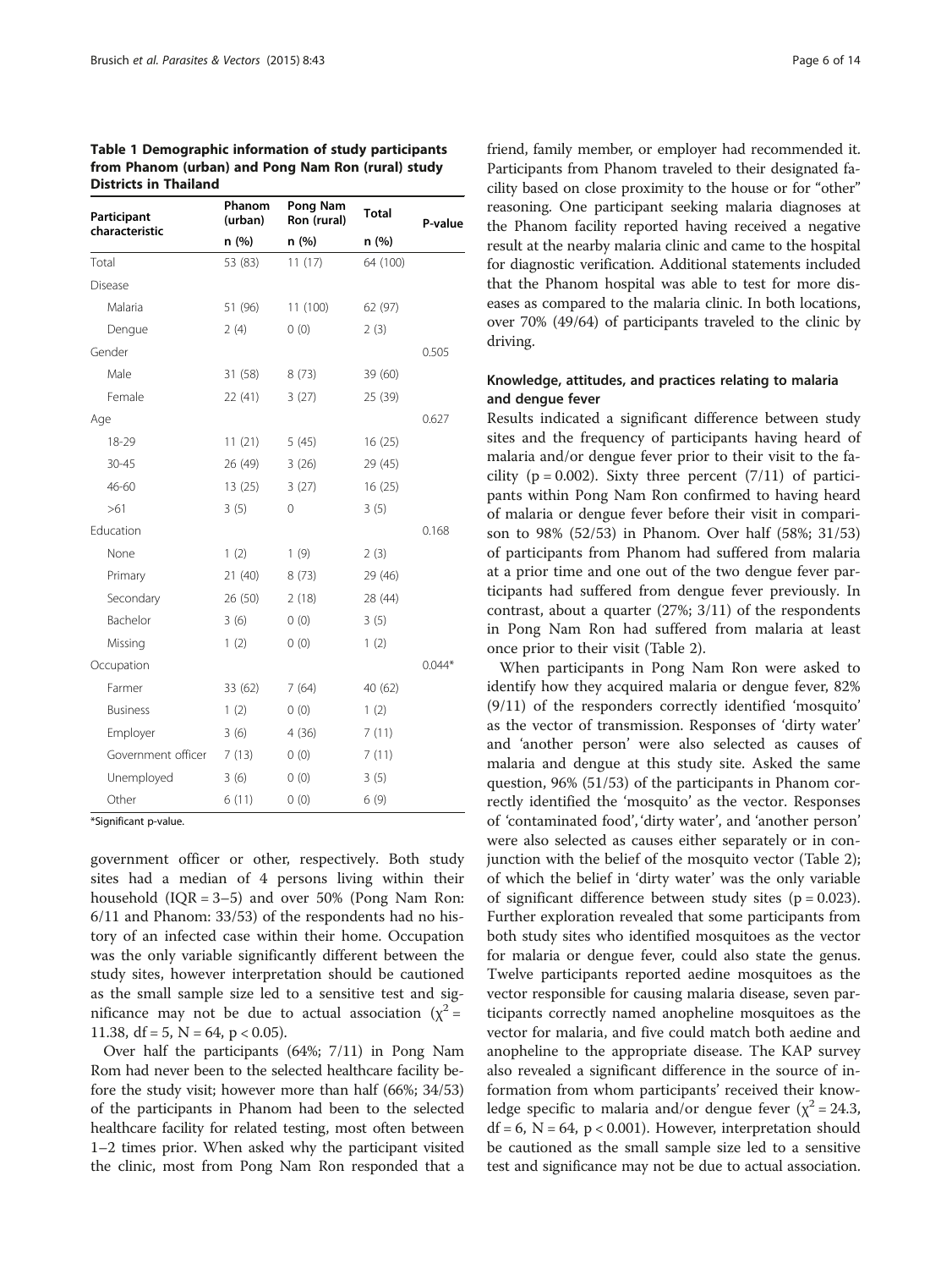**Table 1 Demographic information of study participants from Phanom (urban) and Pong Nam Ron (rural) study Districts in Thailand**

| Participant characteristic | Phanom (urban) | Pong Nam Ron (rural) | Total | P-value |
|---|---|---|---|---|
| | n (%) | n (%) | n (%) | |
| Total | 53 (83) | 11 (17) | 64 (100) | |
| Disease | | | | |
| Malaria | 51 (96) | 11 (100) | 62 (97) | |
| Dengue | 2 (4) | 0 (0) | 2 (3) | |
| Gender | | | | 0.505 |
| Male | 31 (58) | 8 (73) | 39 (60) | |
| Female | 22 (41) | 3 (27) | 25 (39) | |
| Age | | | | 0.627 |
| 18-29 | 11 (21) | 5 (45) | 16 (25) | |
| 30-45 | 26 (49) | 3 (26) | 29 (45) | |
| 46-60 | 13 (25) | 3 (27) | 16 (25) | |
| >61 | 3 (5) | 0 | 3 (5) | |
| Education | | | | 0.168 |
| None | 1 (2) | 1 (9) | 2 (3) | |
| Primary | 21 (40) | 8 (73) | 29 (46) | |
| Secondary | 26 (50) | 2 (18) | 28 (44) | |
| Bachelor | 3 (6) | 0 (0) | 3 (5) | |
| Missing | 1 (2) | 0 (0) | 1 (2) | |
| Occupation | | | | 0.044* |
| Farmer | 33 (62) | 7 (64) | 40 (62) | |
| Business | 1 (2) | 0 (0) | 1 (2) | |
| Employer | 3 (6) | 4 (36) | 7 (11) | |
| Government officer | 7 (13) | 0 (0) | 7 (11) | |
| Unemployed | 3 (6) | 0 (0) | 3 (5) | |
| Other | 6 (11) | 0 (0) | 6 (9) | |

*Significant p-value.

government officer or other, respectively. Both study sites had a median of 4 persons living within their household (IQR = 3–5) and over 50% (Pong Nam Ron: 6/11 and Phanom: 33/53) of the respondents had no history of an infected case within their home. Occupation was the only variable significantly different between the study sites, however interpretation should be cautioned as the small sample size led to a sensitive test and significance may not be due to actual association ($\chi^2$ = 11.38, df = 5, N = 64, $p < 0.05$).

Over half the participants (64%; 7/11) in Pong Nam Rom had never been to the selected healthcare facility before the study visit; however more than half (66%; 34/53) of the participants in Phanom had been to the selected healthcare facility for related testing, most often between 1–2 times prior. When asked why the participant visited the clinic, most from Pong Nam Ron responded that a friend, family member, or employer had recommended it. Participants from Phanom traveled to their designated facility based on close proximity to the house or for "other" reasoning. One participant seeking malaria diagnoses at the Phanom facility reported having received a negative result at the nearby malaria clinic and came to the hospital for diagnostic verification. Additional statements included that the Phanom hospital was able to test for more diseases as compared to the malaria clinic. In both locations, over 70% (49/64) of participants traveled to the clinic by driving.

### Knowledge, attitudes, and practices relating to malaria and dengue fever

Results indicated a significant difference between study sites and the frequency of participants having heard of malaria and/or dengue fever prior to their visit to the facility (p = 0.002). Sixty three percent (7/11) of participants within Pong Nam Ron confirmed to having heard of malaria or dengue fever before their visit in comparison to 98% (52/53) in Phanom. Over half (58%; 31/53) of participants from Phanom had suffered from malaria at a prior time and one out of the two dengue fever participants had suffered from dengue fever previously. In contrast, about a quarter (27%; 3/11) of the respondents in Pong Nam Ron had suffered from malaria at least once prior to their visit (Table 2).

When participants in Pong Nam Ron were asked to identify how they acquired malaria or dengue fever, 82% (9/11) of the responders correctly identified 'mosquito' as the vector of transmission. Responses of 'dirty water' and 'another person' were also selected as causes of malaria and dengue at this study site. Asked the same question, 96% (51/53) of the participants in Phanom correctly identified the 'mosquito' as the vector. Responses of 'contaminated food', 'dirty water', and 'another person' were also selected as causes either separately or in conjunction with the belief of the mosquito vector (Table 2); of which the belief in 'dirty water' was the only variable of significant difference between study sites (p = 0.023). Further exploration revealed that some participants from both study sites who identified mosquitoes as the vector for malaria or dengue fever, could also state the genus. Twelve participants reported aedine mosquitoes as the vector responsible for causing malaria disease, seven participants correctly named anopheline mosquitoes as the vector for malaria, and five could match both aedine and anopheline to the appropriate disease. The KAP survey also revealed a significant difference in the source of information from whom participants' received their knowledge specific to malaria and/or dengue fever ($\chi^2$ = 24.3, df = 6, N = 64, $p < 0.001$). However, interpretation should be cautioned as the small sample size led to a sensitive test and significance may not be due to actual association.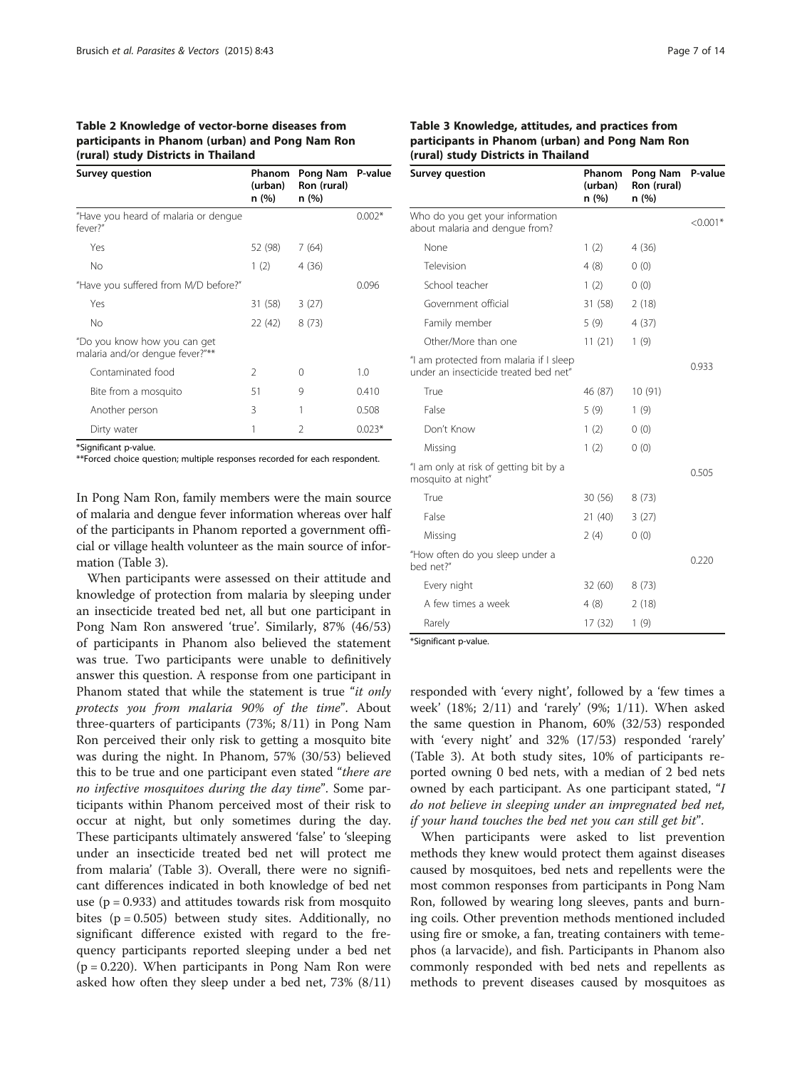**Table 2 Knowledge of vector-borne diseases from participants in Phanom (urban) and Pong Nam Ron (rural) study Districts in Thailand**

| Survey question | Phanom (urban) n (%) | Pong Nam Ron (rural) n (%) | P-value |
|---|---|---|---|
| "Have you heard of malaria or dengue fever?" | | | 0.002* |
| Yes | 52 (98) | 7 (64) | |
| No | 1 (2) | 4 (36) | |
| "Have you suffered from M/D before?" | | | 0.096 |
| Yes | 31 (58) | 3 (27) | |
| No | 22 (42) | 8 (73) | |
| "Do you know how you can get malaria and/or dengue fever?"** | | | |
| Contaminated food | 2 | 0 | 1.0 |
| Bite from a mosquito | 51 | 9 | 0.410 |
| Another person | 3 | 1 | 0.508 |
| Dirty water | 1 | 2 | 0.023* |

*Significant p-value.
**Forced choice question; multiple responses recorded for each respondent.

**Table 3 Knowledge, attitudes, and practices from participants in Phanom (urban) and Pong Nam Ron (rural) study Districts in Thailand**

| Survey question | Phanom (urban) n (%) | Pong Nam Ron (rural) n (%) | P-value |
|---|---|---|---|
| Who do you get your information about malaria and dengue from? | | | <0.001* |
| None | 1 (2) | 4 (36) | |
| Television | 4 (8) | 0 (0) | |
| School teacher | 1 (2) | 0 (0) | |
| Government official | 31 (58) | 2 (18) | |
| Family member | 5 (9) | 4 (37) | |
| Other/More than one | 11 (21) | 1 (9) | |
| "I am protected from malaria if I sleep under an insecticide treated bed net" | | | 0.933 |
| True | 46 (87) | 10 (91) | |
| False | 5 (9) | 1 (9) | |
| Don't Know | 1 (2) | 0 (0) | |
| Missing | 1 (2) | 0 (0) | |
| "I am only at risk of getting bit by a mosquito at night" | | | 0.505 |
| True | 30 (56) | 8 (73) | |
| False | 21 (40) | 3 (27) | |
| Missing | 2 (4) | 0 (0) | |
| "How often do you sleep under a bed net?" | | | 0.220 |
| Every night | 32 (60) | 8 (73) | |
| A few times a week | 4 (8) | 2 (18) | |
| Rarely | 17 (32) | 1 (9) | |

*Significant p-value.

In Pong Nam Ron, family members were the main source of malaria and dengue fever information whereas over half of the participants in Phanom reported a government official or village health volunteer as the main source of information (Table 3).

When participants were assessed on their attitude and knowledge of protection from malaria by sleeping under an insecticide treated bed net, all but one participant in Pong Nam Ron answered 'true'. Similarly, 87% (46/53) of participants in Phanom also believed the statement was true. Two participants were unable to definitively answer this question. A response from one participant in Phanom stated that while the statement is true "*it only protects you from malaria 90% of the time*". About three-quarters of participants (73%; 8/11) in Pong Nam Ron perceived their only risk to getting a mosquito bite was during the night. In Phanom, 57% (30/53) believed this to be true and one participant even stated "*there are no infective mosquitoes during the day time*". Some participants within Phanom perceived most of their risk to occur at night, but only sometimes during the day. These participants ultimately answered 'false' to 'sleeping under an insecticide treated bed net will protect me from malaria' (Table 3). Overall, there were no significant differences indicated in both knowledge of bed net use ($p = 0.933$) and attitudes towards risk from mosquito bites ($p = 0.505$) between study sites. Additionally, no significant difference existed with regard to the frequency participants reported sleeping under a bed net ($p = 0.220$). When participants in Pong Nam Ron were asked how often they sleep under a bed net, 73% (8/11) responded with 'every night', followed by a 'few times a week' (18%; 2/11) and 'rarely' (9%; 1/11). When asked the same question in Phanom, 60% (32/53) responded with 'every night' and 32% (17/53) responded 'rarely' (Table 3). At both study sites, 10% of participants reported owning 0 bed nets, with a median of 2 bed nets owned by each participant. As one participant stated, "*I do not believe in sleeping under an impregnated bed net, if your hand touches the bed net you can still get bit*".

When participants were asked to list prevention methods they knew would protect them against diseases caused by mosquitoes, bed nets and repellents were the most common responses from participants in Pong Nam Ron, followed by wearing long sleeves, pants and burning coils. Other prevention methods mentioned included using fire or smoke, a fan, treating containers with temephos (a larvacide), and fish. Participants in Phanom also commonly responded with bed nets and repellents as methods to prevent diseases caused by mosquitoes as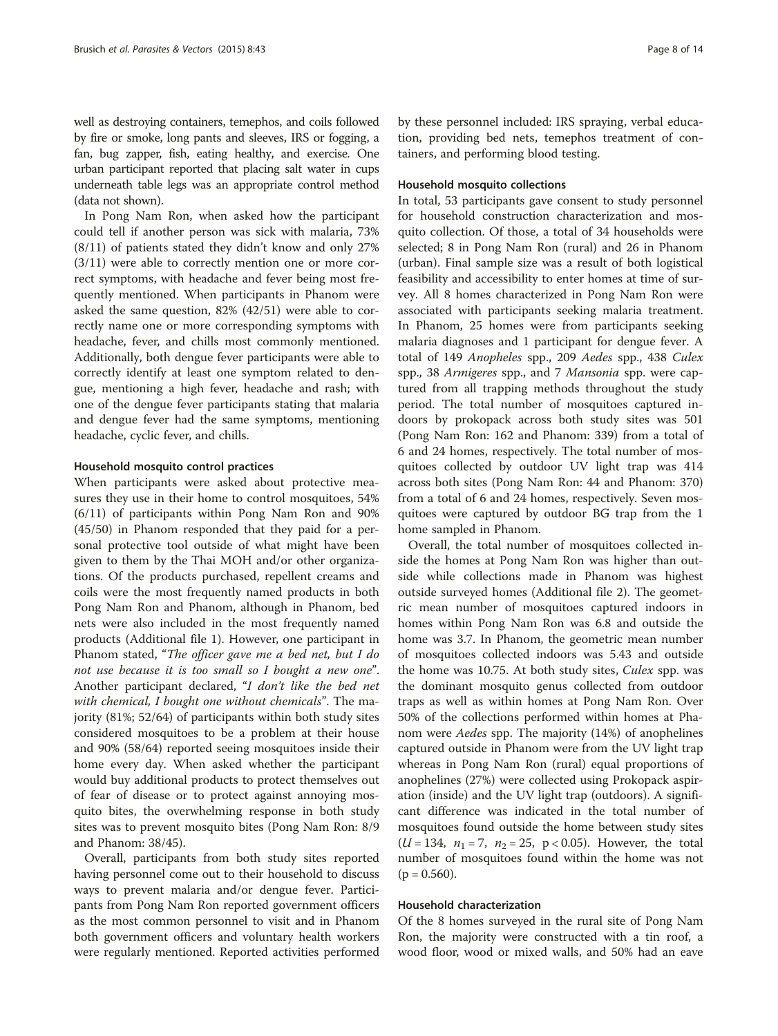well as destroying containers, temephos, and coils followed by fire or smoke, long pants and sleeves, IRS or fogging, a fan, bug zapper, fish, eating healthy, and exercise. One urban participant reported that placing salt water in cups underneath table legs was an appropriate control method (data not shown).

In Pong Nam Ron, when asked how the participant could tell if another person was sick with malaria, 73% (8/11) of patients stated they didn't know and only 27% (3/11) were able to correctly mention one or more correct symptoms, with headache and fever being most frequently mentioned. When participants in Phanom were asked the same question, 82% (42/51) were able to correctly name one or more corresponding symptoms with headache, fever, and chills most commonly mentioned. Additionally, both dengue fever participants were able to correctly identify at least one symptom related to dengue, mentioning a high fever, headache and rash; with one of the dengue fever participants stating that malaria and dengue fever had the same symptoms, mentioning headache, cyclic fever, and chills.

#### Household mosquito control practices

When participants were asked about protective measures they use in their home to control mosquitoes, 54% (6/11) of participants within Pong Nam Ron and 90% (45/50) in Phanom responded that they paid for a personal protective tool outside of what might have been given to them by the Thai MOH and/or other organizations. Of the products purchased, repellent creams and coils were the most frequently named products in both Pong Nam Ron and Phanom, although in Phanom, bed nets were also included in the most frequently named products (Additional file 1). However, one participant in Phanom stated, "*The officer gave me a bed net, but I do not use because it is too small so I bought a new one*". Another participant declared, "*I don't like the bed net with chemical, I bought one without chemicals*". The majority (81%; 52/64) of participants within both study sites considered mosquitoes to be a problem at their house and 90% (58/64) reported seeing mosquitoes inside their home every day. When asked whether the participant would buy additional products to protect themselves out of fear of disease or to protect against annoying mosquito bites, the overwhelming response in both study sites was to prevent mosquito bites (Pong Nam Ron: 8/9 and Phanom: 38/45).

Overall, participants from both study sites reported having personnel come out to their household to discuss ways to prevent malaria and/or dengue fever. Participants from Pong Nam Ron reported government officers as the most common personnel to visit and in Phanom both government officers and voluntary health workers were regularly mentioned. Reported activities performed by these personnel included: IRS spraying, verbal education, providing bed nets, temephos treatment of containers, and performing blood testing.

#### Household mosquito collections

In total, 53 participants gave consent to study personnel for household construction characterization and mosquito collection. Of those, a total of 34 households were selected; 8 in Pong Nam Ron (rural) and 26 in Phanom (urban). Final sample size was a result of both logistical feasibility and accessibility to enter homes at time of survey. All 8 homes characterized in Pong Nam Ron were associated with participants seeking malaria treatment. In Phanom, 25 homes were from participants seeking malaria diagnoses and 1 participant for dengue fever. A total of 149 *Anopheles* spp., 209 *Aedes* spp., 438 *Culex* spp., 38 *Armigeres* spp., and 7 *Mansonia* spp. were captured from all trapping methods throughout the study period. The total number of mosquitoes captured indoors by prokopack across both study sites was 501 (Pong Nam Ron: 162 and Phanom: 339) from a total of 6 and 24 homes, respectively. The total number of mosquitoes collected by outdoor UV light trap was 414 across both sites (Pong Nam Ron: 44 and Phanom: 370) from a total of 6 and 24 homes, respectively. Seven mosquitoes were captured by outdoor BG trap from the 1 home sampled in Phanom.

Overall, the total number of mosquitoes collected inside the homes at Pong Nam Ron was higher than outside while collections made in Phanom was highest outside surveyed homes (Additional file 2). The geometric mean number of mosquitoes captured indoors in homes within Pong Nam Ron was 6.8 and outside the home was 3.7. In Phanom, the geometric mean number of mosquitoes collected indoors was 5.43 and outside the home was 10.75. At both study sites, *Culex* spp. was the dominant mosquito genus collected from outdoor traps as well as within homes at Pong Nam Ron. Over 50% of the collections performed within homes at Phanom were *Aedes* spp. The majority (14%) of anophelines captured outside in Phanom were from the UV light trap whereas in Pong Nam Ron (rural) equal proportions of anophelines (27%) were collected using Prokopack aspiration (inside) and the UV light trap (outdoors). A significant difference was indicated in the total number of mosquitoes found outside the home between study sites ($U = 134$, $n_1 = 7$, $n_2 = 25$, $p < 0.05$). However, the total number of mosquitoes found within the home was not ($p = 0.560$).

#### Household characterization

Of the 8 homes surveyed in the rural site of Pong Nam Ron, the majority were constructed with a tin roof, a wood floor, wood or mixed walls, and 50% had an eave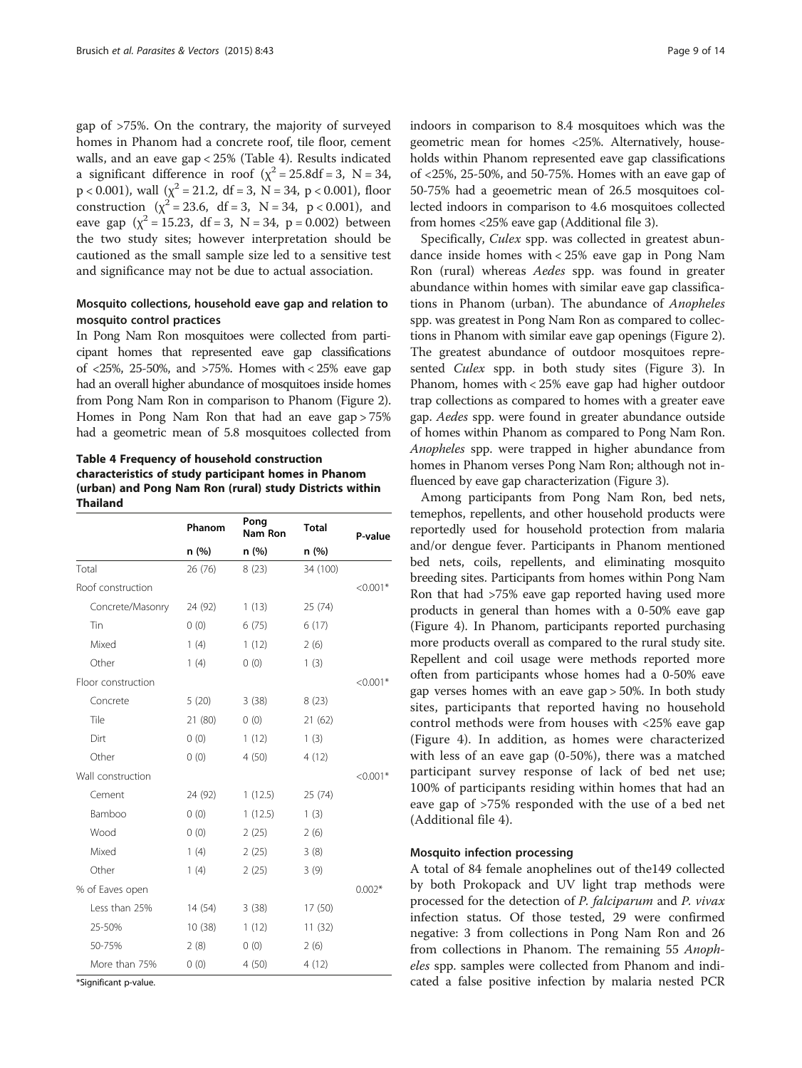gap of >75%. On the contrary, the majority of surveyed homes in Phanom had a concrete roof, tile floor, cement walls, and an eave gap < 25% (Table 4). Results indicated a significant difference in roof ($\chi^2 = 25.8$df = 3, N = 34, p < 0.001), wall ($\chi^2 = 21.2$, df = 3, N = 34, p < 0.001), floor construction ($\chi^2 = 23.6$, df = 3, N = 34, p < 0.001), and eave gap ($\chi^2 = 15.23$, df = 3, N = 34, p = 0.002) between the two study sites; however interpretation should be cautioned as the small sample size led to a sensitive test and significance may not be due to actual association.

### Mosquito collections, household eave gap and relation to mosquito control practices

In Pong Nam Ron mosquitoes were collected from participant homes that represented eave gap classifications of <25%, 25-50%, and >75%. Homes with < 25% eave gap had an overall higher abundance of mosquitoes inside homes from Pong Nam Ron in comparison to Phanom (Figure 2). Homes in Pong Nam Ron that had an eave gap > 75% had a geometric mean of 5.8 mosquitoes collected from indoors in comparison to 8.4 mosquitoes which was the geometric mean for homes <25%. Alternatively, households within Phanom represented eave gap classifications of <25%, 25-50%, and 50-75%. Homes with an eave gap of 50-75% had a geoemetric mean of 26.5 mosquitoes collected indoors in comparison to 4.6 mosquitoes collected from homes <25% eave gap (Additional file 3).

**Table 4 Frequency of household construction characteristics of study participant homes in Phanom (urban) and Pong Nam Ron (rural) study Districts within Thailand**

| | Phanom | Pong Nam Ron | Total | P-value |
|---|---|---|---|---|
| | n (%) | n (%) | n (%) | |
| Total | 26 (76) | 8 (23) | 34 (100) | |
| Roof construction | | | | <0.001* |
| Concrete/Masonry | 24 (92) | 1 (13) | 25 (74) | |
| Tin | 0 (0) | 6 (75) | 6 (17) | |
| Mixed | 1 (4) | 1 (12) | 2 (6) | |
| Other | 1 (4) | 0 (0) | 1 (3) | |
| Floor construction | | | | <0.001* |
| Concrete | 5 (20) | 3 (38) | 8 (23) | |
| Tile | 21 (80) | 0 (0) | 21 (62) | |
| Dirt | 0 (0) | 1 (12) | 1 (3) | |
| Other | 0 (0) | 4 (50) | 4 (12) | |
| Wall construction | | | | <0.001* |
| Cement | 24 (92) | 1 (12.5) | 25 (74) | |
| Bamboo | 0 (0) | 1 (12.5) | 1 (3) | |
| Wood | 0 (0) | 2 (25) | 2 (6) | |
| Mixed | 1 (4) | 2 (25) | 3 (8) | |
| Other | 1 (4) | 2 (25) | 3 (9) | |
| % of Eaves open | | | | 0.002* |
| Less than 25% | 14 (54) | 3 (38) | 17 (50) | |
| 25-50% | 10 (38) | 1 (12) | 11 (32) | |
| 50-75% | 2 (8) | 0 (0) | 2 (6) | |
| More than 75% | 0 (0) | 4 (50) | 4 (12) | |

*Significant p-value.

Specifically, *Culex* spp. was collected in greatest abundance inside homes with < 25% eave gap in Pong Nam Ron (rural) whereas *Aedes* spp. was found in greater abundance within homes with similar eave gap classifications in Phanom (urban). The abundance of *Anopheles* spp. was greatest in Pong Nam Ron as compared to collections in Phanom with similar eave gap openings (Figure 2). The greatest abundance of outdoor mosquitoes represented *Culex* spp. in both study sites (Figure 3). In Phanom, homes with < 25% eave gap had higher outdoor trap collections as compared to homes with a greater eave gap. *Aedes* spp. were found in greater abundance outside of homes within Phanom as compared to Pong Nam Ron. *Anopheles* spp. were trapped in higher abundance from homes in Phanom verses Pong Nam Ron; although not influenced by eave gap characterization (Figure 3).

Among participants from Pong Nam Ron, bed nets, temephos, repellents, and other household products were reportedly used for household protection from malaria and/or dengue fever. Participants in Phanom mentioned bed nets, coils, repellents, and eliminating mosquito breeding sites. Participants from homes within Pong Nam Ron that had >75% eave gap reported having used more products in general than homes with a 0-50% eave gap (Figure 4). In Phanom, participants reported purchasing more products overall as compared to the rural study site. Repellent and coil usage were methods reported more often from participants whose homes had a 0-50% eave gap verses homes with an eave gap > 50%. In both study sites, participants that reported having no household control methods were from houses with <25% eave gap (Figure 4). In addition, as homes were characterized with less of an eave gap (0-50%), there was a matched participant survey response of lack of bed net use; 100% of participants residing within homes that had an eave gap of >75% responded with the use of a bed net (Additional file 4).

### Mosquito infection processing

A total of 84 female anophelines out of the149 collected by both Prokopack and UV light trap methods were processed for the detection of *P. falciparum* and *P. vivax* infection status. Of those tested, 29 were confirmed negative: 3 from collections in Pong Nam Ron and 26 from collections in Phanom. The remaining 55 *Anopheles* spp. samples were collected from Phanom and indicated a false positive infection by malaria nested PCR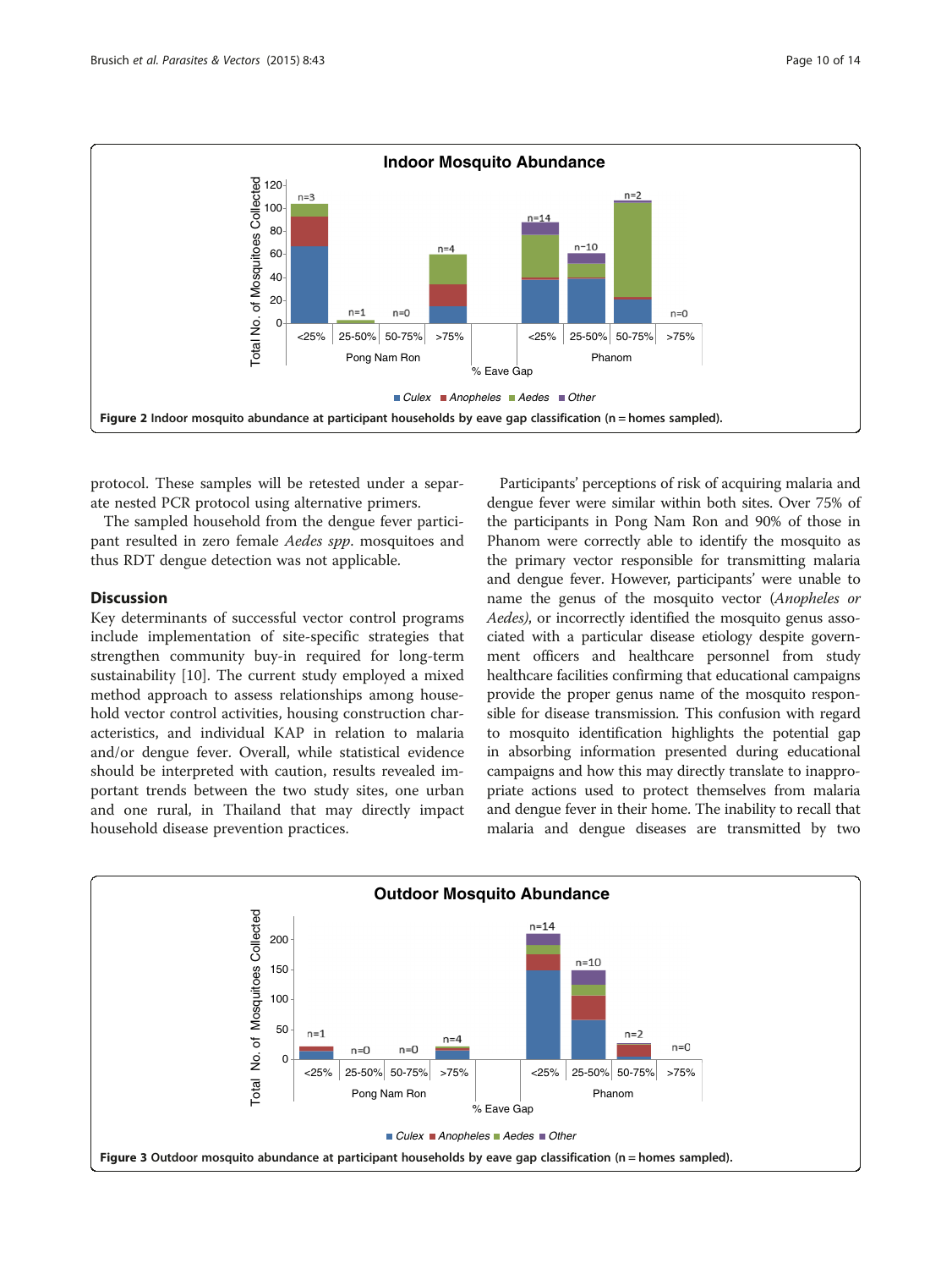Figure 2 Indoor mosquito abundance at participant households by eave gap classification (n = homes sampled).

protocol. These samples will be retested under a separate nested PCR protocol using alternative primers.

The sampled household from the dengue fever participant resulted in zero female *Aedes spp*. mosquitoes and thus RDT dengue detection was not applicable.

## Discussion

Key determinants of successful vector control programs include implementation of site-specific strategies that strengthen community buy-in required for long-term sustainability [10]. The current study employed a mixed method approach to assess relationships among household vector control activities, housing construction characteristics, and individual KAP in relation to malaria and/or dengue fever. Overall, while statistical evidence should be interpreted with caution, results revealed important trends between the two study sites, one urban and one rural, in Thailand that may directly impact household disease prevention practices.

Participants' perceptions of risk of acquiring malaria and dengue fever were similar within both sites. Over 75% of the participants in Pong Nam Ron and 90% of those in Phanom were correctly able to identify the mosquito as the primary vector responsible for transmitting malaria and dengue fever. However, participants' were unable to name the genus of the mosquito vector (*Anopheles or Aedes*), or incorrectly identified the mosquito genus associated with a particular disease etiology despite government officers and healthcare personnel from study healthcare facilities confirming that educational campaigns provide the proper genus name of the mosquito responsible for disease transmission. This confusion with regard to mosquito identification highlights the potential gap in absorbing information presented during educational campaigns and how this may directly translate to inappropriate actions used to protect themselves from malaria and dengue fever in their home. The inability to recall that malaria and dengue diseases are transmitted by two

Figure 3 Outdoor mosquito abundance at participant households by eave gap classification (n = homes sampled).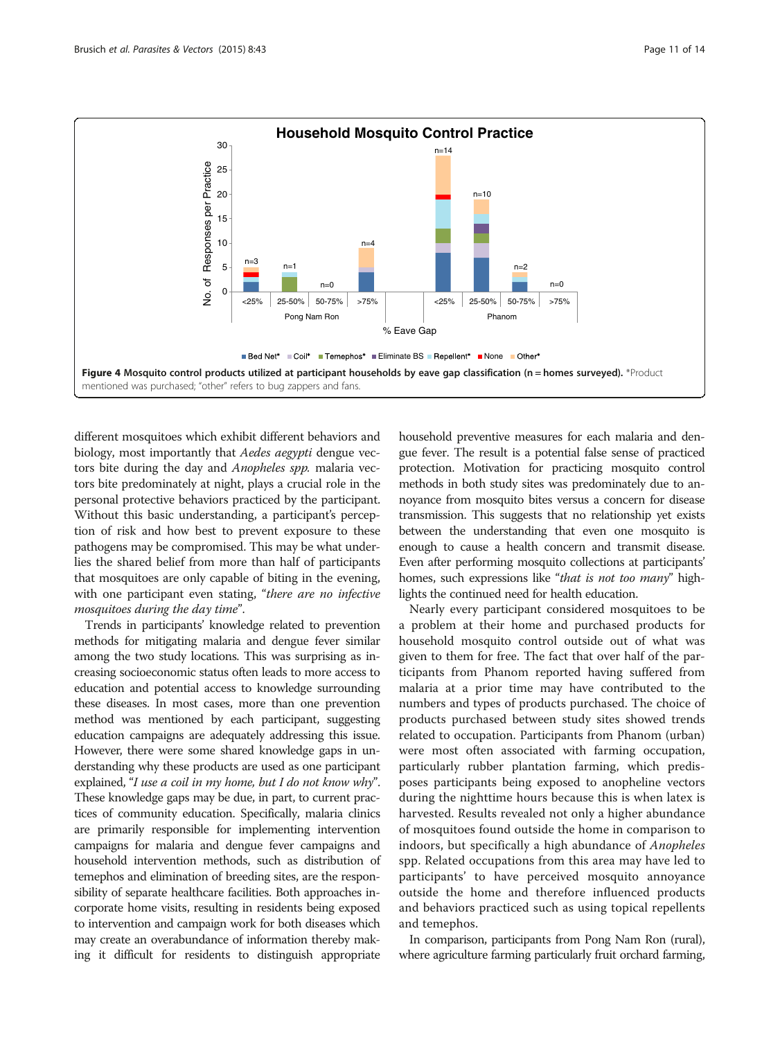Household Mosquito Control Practice

No. of Responses per Practice

30
25
20
15
10
5
0

n=3
n=1
n=0
n=4
n=14
n=10
n=2
n=0

<25%
25-50%
50-75%
>75%
<25%
25-50%
50-75%
>75%

Pong Nam Ron
Phanom

% Eave Gap

Bed Net* Coil* Temephos* Eliminate BS Repellent* None Other*

**Figure 4 Mosquito control products utilized at participant households by eave gap classification (n = homes surveyed).** *Product mentioned was purchased; "other" refers to bug zappers and fans.

different mosquitoes which exhibit different behaviors and biology, most importantly that *Aedes aegypti* dengue vectors bite during the day and *Anopheles spp.* malaria vectors bite predominately at night, plays a crucial role in the personal protective behaviors practiced by the participant. Without this basic understanding, a participant's perception of risk and how best to prevent exposure to these pathogens may be compromised. This may be what underlies the shared belief from more than half of participants that mosquitoes are only capable of biting in the evening, with one participant even stating, "*there are no infective mosquitoes during the day time*".

Trends in participants' knowledge related to prevention methods for mitigating malaria and dengue fever similar among the two study locations. This was surprising as increasing socioeconomic status often leads to more access to education and potential access to knowledge surrounding these diseases. In most cases, more than one prevention method was mentioned by each participant, suggesting education campaigns are adequately addressing this issue. However, there were some shared knowledge gaps in understanding why these products are used as one participant explained, "*I use a coil in my home, but I do not know why*". These knowledge gaps may be due, in part, to current practices of community education. Specifically, malaria clinics are primarily responsible for implementing intervention campaigns for malaria and dengue fever campaigns and household intervention methods, such as distribution of temephos and elimination of breeding sites, are the responsibility of separate healthcare facilities. Both approaches incorporate home visits, resulting in residents being exposed to intervention and campaign work for both diseases which may create an overabundance of information thereby making it difficult for residents to distinguish appropriate household preventive measures for each malaria and dengue fever. The result is a potential false sense of practiced protection. Motivation for practicing mosquito control methods in both study sites was predominately due to annoyance from mosquito bites versus a concern for disease transmission. This suggests that no relationship yet exists between the understanding that even one mosquito is enough to cause a health concern and transmit disease. Even after performing mosquito collections at participants' homes, such expressions like "*that is not too many*" highlights the continued need for health education.

Nearly every participant considered mosquitoes to be a problem at their home and purchased products for household mosquito control outside out of what was given to them for free. The fact that over half of the participants from Phanom reported having suffered from malaria at a prior time may have contributed to the numbers and types of products purchased. The choice of products purchased between study sites showed trends related to occupation. Participants from Phanom (urban) were most often associated with farming occupation, particularly rubber plantation farming, which predisposes participants being exposed to anopheline vectors during the nighttime hours because this is when latex is harvested. Results revealed not only a higher abundance of mosquitoes found outside the home in comparison to indoors, but specifically a high abundance of *Anopheles* spp. Related occupations from this area may have led to participants' to have perceived mosquito annoyance outside the home and therefore influenced products and behaviors practiced such as using topical repellents and temephos.

In comparison, participants from Pong Nam Ron (rural), where agriculture farming particularly fruit orchard farming,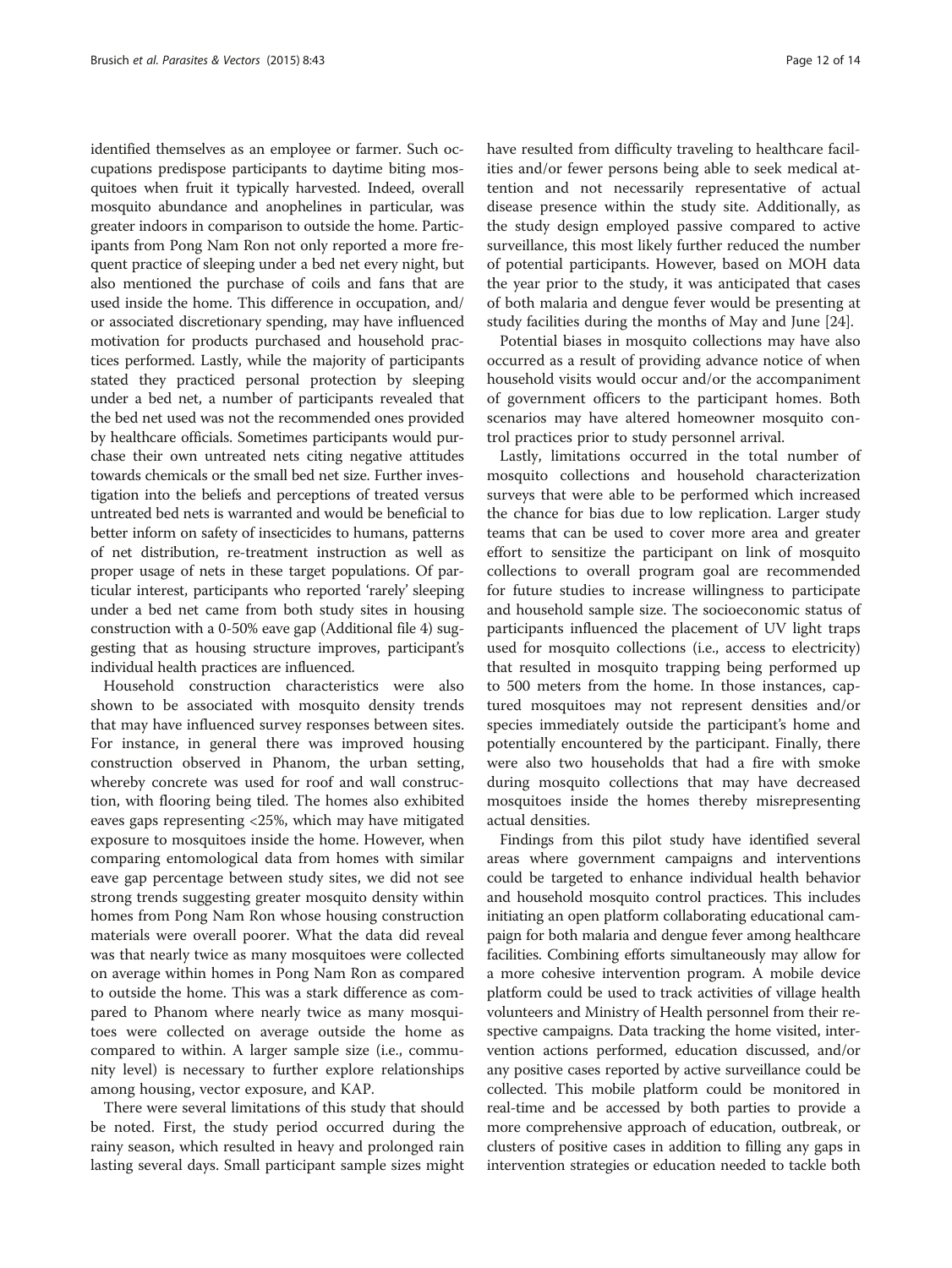identified themselves as an employee or farmer. Such occupations predispose participants to daytime biting mosquitoes when fruit it typically harvested. Indeed, overall mosquito abundance and anophelines in particular, was greater indoors in comparison to outside the home. Participants from Pong Nam Ron not only reported a more frequent practice of sleeping under a bed net every night, but also mentioned the purchase of coils and fans that are used inside the home. This difference in occupation, and/or associated discretionary spending, may have influenced motivation for products purchased and household practices performed. Lastly, while the majority of participants stated they practiced personal protection by sleeping under a bed net, a number of participants revealed that the bed net used was not the recommended ones provided by healthcare officials. Sometimes participants would purchase their own untreated nets citing negative attitudes towards chemicals or the small bed net size. Further investigation into the beliefs and perceptions of treated versus untreated bed nets is warranted and would be beneficial to better inform on safety of insecticides to humans, patterns of net distribution, re-treatment instruction as well as proper usage of nets in these target populations. Of particular interest, participants who reported 'rarely' sleeping under a bed net came from both study sites in housing construction with a 0-50% eave gap (Additional file 4) suggesting that as housing structure improves, participant's individual health practices are influenced.

Household construction characteristics were also shown to be associated with mosquito density trends that may have influenced survey responses between sites. For instance, in general there was improved housing construction observed in Phanom, the urban setting, whereby concrete was used for roof and wall construction, with flooring being tiled. The homes also exhibited eaves gaps representing <25%, which may have mitigated exposure to mosquitoes inside the home. However, when comparing entomological data from homes with similar eave gap percentage between study sites, we did not see strong trends suggesting greater mosquito density within homes from Pong Nam Ron whose housing construction materials were overall poorer. What the data did reveal was that nearly twice as many mosquitoes were collected on average within homes in Pong Nam Ron as compared to outside the home. This was a stark difference as compared to Phanom where nearly twice as many mosquitoes were collected on average outside the home as compared to within. A larger sample size (i.e., community level) is necessary to further explore relationships among housing, vector exposure, and KAP.

There were several limitations of this study that should be noted. First, the study period occurred during the rainy season, which resulted in heavy and prolonged rain lasting several days. Small participant sample sizes might have resulted from difficulty traveling to healthcare facilities and/or fewer persons being able to seek medical attention and not necessarily representative of actual disease presence within the study site. Additionally, as the study design employed passive compared to active surveillance, this most likely further reduced the number of potential participants. However, based on MOH data the year prior to the study, it was anticipated that cases of both malaria and dengue fever would be presenting at study facilities during the months of May and June [24].

Potential biases in mosquito collections may have also occurred as a result of providing advance notice of when household visits would occur and/or the accompaniment of government officers to the participant homes. Both scenarios may have altered homeowner mosquito control practices prior to study personnel arrival.

Lastly, limitations occurred in the total number of mosquito collections and household characterization surveys that were able to be performed which increased the chance for bias due to low replication. Larger study teams that can be used to cover more area and greater effort to sensitize the participant on link of mosquito collections to overall program goal are recommended for future studies to increase willingness to participate and household sample size. The socioeconomic status of participants influenced the placement of UV light traps used for mosquito collections (i.e., access to electricity) that resulted in mosquito trapping being performed up to 500 meters from the home. In those instances, captured mosquitoes may not represent densities and/or species immediately outside the participant's home and potentially encountered by the participant. Finally, there were also two households that had a fire with smoke during mosquito collections that may have decreased mosquitoes inside the homes thereby misrepresenting actual densities.

Findings from this pilot study have identified several areas where government campaigns and interventions could be targeted to enhance individual health behavior and household mosquito control practices. This includes initiating an open platform collaborating educational campaign for both malaria and dengue fever among healthcare facilities. Combining efforts simultaneously may allow for a more cohesive intervention program. A mobile device platform could be used to track activities of village health volunteers and Ministry of Health personnel from their respective campaigns. Data tracking the home visited, intervention actions performed, education discussed, and/or any positive cases reported by active surveillance could be collected. This mobile platform could be monitored in real-time and be accessed by both parties to provide a more comprehensive approach of education, outbreak, or clusters of positive cases in addition to filling any gaps in intervention strategies or education needed to tackle both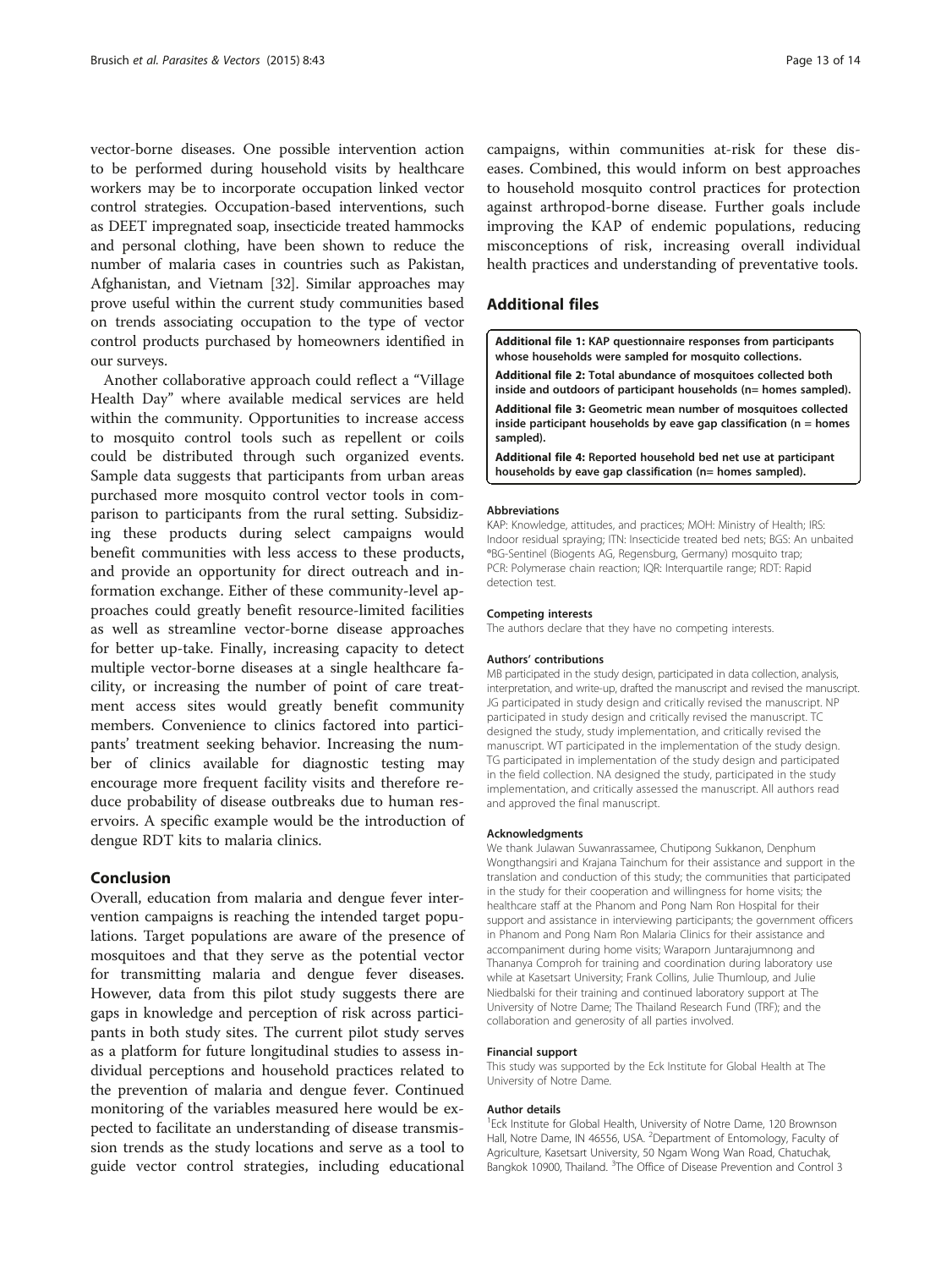vector-borne diseases. One possible intervention action to be performed during household visits by healthcare workers may be to incorporate occupation linked vector control strategies. Occupation-based interventions, such as DEET impregnated soap, insecticide treated hammocks and personal clothing, have been shown to reduce the number of malaria cases in countries such as Pakistan, Afghanistan, and Vietnam [32]. Similar approaches may prove useful within the current study communities based on trends associating occupation to the type of vector control products purchased by homeowners identified in our surveys.

Another collaborative approach could reflect a "Village Health Day" where available medical services are held within the community. Opportunities to increase access to mosquito control tools such as repellent or coils could be distributed through such organized events. Sample data suggests that participants from urban areas purchased more mosquito control vector tools in comparison to participants from the rural setting. Subsidizing these products during select campaigns would benefit communities with less access to these products, and provide an opportunity for direct outreach and information exchange. Either of these community-level approaches could greatly benefit resource-limited facilities as well as streamline vector-borne disease approaches for better up-take. Finally, increasing capacity to detect multiple vector-borne diseases at a single healthcare facility, or increasing the number of point of care treatment access sites would greatly benefit community members. Convenience to clinics factored into participants' treatment seeking behavior. Increasing the number of clinics available for diagnostic testing may encourage more frequent facility visits and therefore reduce probability of disease outbreaks due to human reservoirs. A specific example would be the introduction of dengue RDT kits to malaria clinics.

## Conclusion

Overall, education from malaria and dengue fever intervention campaigns is reaching the intended target populations. Target populations are aware of the presence of mosquitoes and that they serve as the potential vector for transmitting malaria and dengue fever diseases. However, data from this pilot study suggests there are gaps in knowledge and perception of risk across participants in both study sites. The current pilot study serves as a platform for future longitudinal studies to assess individual perceptions and household practices related to the prevention of malaria and dengue fever. Continued monitoring of the variables measured here would be expected to facilitate an understanding of disease transmission trends as the study locations and serve as a tool to guide vector control strategies, including educational campaigns, within communities at-risk for these diseases. Combined, this would inform on best approaches to household mosquito control practices for protection against arthropod-borne disease. Further goals include improving the KAP of endemic populations, reducing misconceptions of risk, increasing overall individual health practices and understanding of preventative tools.

## Additional files

**Additional file 1: KAP questionnaire responses from participants whose households were sampled for mosquito collections.**

**Additional file 2: Total abundance of mosquitoes collected both inside and outdoors of participant households (n= homes sampled).**

**Additional file 3: Geometric mean number of mosquitoes collected inside participant households by eave gap classification (n = homes sampled).**

**Additional file 4: Reported household bed net use at participant households by eave gap classification (n= homes sampled).**

#### Abbreviations

KAP: Knowledge, attitudes, and practices; MOH: Ministry of Health; IRS: Indoor residual spraying; ITN: Insecticide treated bed nets; BGS: An unbaited ®BG-Sentinel (Biogents AG, Regensburg, Germany) mosquito trap; PCR: Polymerase chain reaction; IQR: Interquartile range; RDT: Rapid detection test.

#### Competing interests

The authors declare that they have no competing interests.

#### Authors' contributions

MB participated in the study design, participated in data collection, analysis, interpretation, and write-up, drafted the manuscript and revised the manuscript. JG participated in study design and critically revised the manuscript. NP participated in study design and critically revised the manuscript. TC designed the study, study implementation, and critically revised the manuscript. WT participated in the implementation of the study design. TG participated in implementation of the study design and participated in the field collection. NA designed the study, participated in the study implementation, and critically assessed the manuscript. All authors read and approved the final manuscript.

#### Acknowledgments

We thank Julawan Suwanrassamee, Chutipong Sukkanon, Denphum Wongthangsiri and Krajana Tainchum for their assistance and support in the translation and conduction of this study; the communities that participated in the study for their cooperation and willingness for home visits; the healthcare staff at the Phanom and Pong Nam Ron Hospital for their support and assistance in interviewing participants; the government officers in Phanom and Pong Nam Ron Malaria Clinics for their assistance and accompaniment during home visits; Waraporn Juntarajumnong and Thananya Comproh for training and coordination during laboratory use while at Kasetsart University; Frank Collins, Julie Thumloup, and Julie Niedbalski for their training and continued laboratory support at The University of Notre Dame; The Thailand Research Fund (TRF); and the collaboration and generosity of all parties involved.

#### Financial support

This study was supported by the Eck Institute for Global Health at The University of Notre Dame.

#### Author details

[1]Eck Institute for Global Health, University of Notre Dame, 120 Brownson Hall, Notre Dame, IN 46556, USA. [2]Department of Entomology, Faculty of Agriculture, Kasetsart University, 50 Ngam Wong Wan Road, Chatuchak, Bangkok 10900, Thailand. [3]The Office of Disease Prevention and Control 3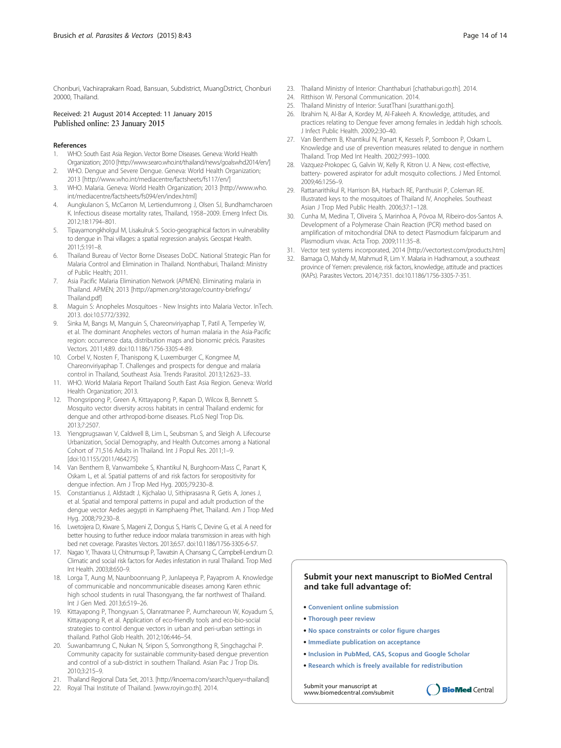Chonburi, Vachiraprakarn Road, Bansuan, Subdistrict, MuangDstrict, Chonburi 20000, Thailand.

Received: 21 August 2014 Accepted: 11 January 2015
Published online: 23 January 2015

## References

1. WHO: South East Asia Region. Vector Borne Diseases. Geneva: World Health Organization; 2010 [http://www.searo.who.int/thailand/news/goalswhd2014/en/]
2. WHO. Dengue and Severe Dengue. Geneva: World Health Organization; 2013 [http://www.who.int/mediacentre/factsheets/fs117/en/]
3. WHO. Malaria. Geneva: World Health Organization; 2013 [http://www.who.int/mediacentre/factsheets/fs094/en/index.html]
4. Aungkulanon S, McCarron M, Lertiendumrong J, Olsen SJ, Bundhamcharoen K. Infectious disease mortality rates, Thailand, 1958–2009. Emerg Infect Dis. 2012;18:1794–801.
5. Tipayamongkholgul M, Lisakulruk S. Socio-geographical factors in vulnerability to dengue in Thai villages: a spatial regression analysis. Geospat Health. 2011;5:191–8.
6. Thailand Bureau of Vector Borne Diseases DoDC. National Strategic Plan for Malaria Control and Elimination in Thailand. Nonthaburi, Thailand: Ministry of Public Health; 2011.
7. Asia Pacific Malaria Elimination Network (APMEN). Eliminating malaria in Thailand. APMEN; 2013 [http://apmen.org/storage/country-briefings/Thailand.pdf]
8. Maguin S: Anopheles Mosquitoes - New Insights into Malaria Vector. InTech. 2013. doi:10.5772/3392.
9. Sinka M, Bangs M, Manguin S, Chareonviriyaphap T, Patil A, Temperley W, et al. The dominant Anopheles vectors of human malaria in the Asia-Pacific region: occurrence data, distribution maps and bionomic précis. Parasites Vectors. 2011;4:89. doi:10.1186/1756-3305-4-89.
10. Corbel V, Nosten F, Thanispong K, Luxemburger C, Kongmee M, Chareonviriyaphap T. Challenges and prospects for dengue and malaria control in Thailand, Southeast Asia. Trends Parasitol. 2013;12:623–33.
11. WHO. World Malaria Report Thailand South East Asia Region. Geneva: World Health Organization; 2013.
12. Thongsripong P, Green A, Kittayapong P, Kapan D, Wilcox B, Bennett S. Mosquito vector diversity across habitats in central Thailand endemic for dengue and other arthropod-borne diseases. PLoS Negl Trop Dis. 2013;7:2507.
13. Yiengprugsawan V, Caldwell B, Lim L, Seubsman S, and Sleigh A. Lifecourse Urbanization, Social Demography, and Health Outcomes among a National Cohort of 71,516 Adults in Thailand. Int J Popul Res. 2011;1–9. [doi:10.1155/2011/464275]
14. Van Benthem B, Vanwambeke S, Khantikul N, Burghoorn-Mass C, Panart K, Oskam L, et al. Spatial patterns of and risk factors for seropositivity for dengue infection. Am J Trop Med Hyg. 2005;79:230–8.
15. Constantianus J, Aldstadt J, Kijchalao U, Sithiprasasna R, Getis A, Jones J, et al. Spatial and temporal patterns in pupal and adult production of the dengue vector Aedes aegypti in Kamphaeng Phet, Thailand. Am J Trop Med Hyg. 2008;79:230–8.
16. Lwetoijera D, Kiware S, Mageni Z, Dongus S, Harris C, Devine G, et al. A need for better housing to further reduce indoor malaria transmission in areas with high bed net coverage. Parasites Vectors. 2013;6:57. doi:10.1186/1756-3305-6-57.
17. Nagao Y, Thavara U, Chitnumsup P, Tawatsin A, Chansang C, Campbell-Lendrum D. Climatic and social risk factors for Aedes infestation in rural Thailand. Trop Med Int Health. 2003;8:650–9.
18. Lorga T, Aung M, Naunboonruang P, Junlapeeya P, Payaprom A. Knowledge of communicable and noncommunicable diseases among Karen ethnic high school students in rural Thasongyang, the far northwest of Thailand. Int J Gen Med. 2013;6:519–26.
19. Kittayapong P, Thongyuan S, Olanratmanee P, Aumchareoun W, Koyadum S, Kittayapong R, et al. Application of eco-friendly tools and eco-bio-social strategies to control dengue vectors in urban and peri-urban settings in thailand. Pathol Glob Health. 2012;106:446–54.
20. Suwanbamrung C, Nukan N, Sripon S, Somrongthong R, Singchagchai P. Community capacity for sustainable community-based dengue prevention and control of a sub-district in southern Thailand. Asian Pac J Trop Dis. 2010;3:215–9.
21. Thailand Regional Data Set, 2013. [http://knoema.com/search?query=thailand]
22. Royal Thai Institute of Thailand. [www.royin.go.th]. 2014.
23. Thailand Ministry of Interior: Chanthaburi [chathaburi.go.th]. 2014.
24. Ritthison W. Personal Communication. 2014.
25. Thailand Ministry of Interior: SuratThani [suratthani.go.th].
26. Ibrahim N, Al-Bar A, Kordey M, Al-Fakeeh A. Knowledge, attitudes, and practices relating to Dengue fever among females in Jeddah high schools. J Infect Public Health. 2009;2:30–40.
27. Van Benthem B, Khantikul N, Panart K, Kessels P, Somboon P, Oskam L. Knowledge and use of prevention measures related to dengue in northern Thailand. Trop Med Int Health. 2002;7:993–1000.
28. Vazquez-Prokopec G, Galvin W, Kelly R, Kitron U. A New, cost-effective, battery- powered aspirator for adult mosquito collections. J Med Entomol. 2009;46:1256–9.
29. Rattanarithikul R, Harrison BA, Harbach RE, Panthusiri P, Coleman RE. Illustrated keys to the mosquitoes of Thailand IV, Anopheles. Southeast Asian J Trop Med Public Health. 2006;37:1–128.
30. Cunha M, Medina T, Oliveira S, Marinhoa A, Póvoa M, Ribeiro-dos-Santos A. Development of a Polymerase Chain Reaction (PCR) method based on amplification of mitochondrial DNA to detect Plasmodium falciparum and Plasmodium vivax. Acta Trop. 2009;111:35–8.
31. Vector test systems incorporated, 2014 [http://vectortest.com/products.htm]
32. Bamaga O, Mahdy M, Mahmud R, Lim Y. Malaria in Hadhramout, a southeast province of Yemen: prevalence, risk factors, knowledge, attitude and practices (KAPs). Parasites Vectors. 2014;7:351. doi:10.1186/1756-3305-7-351.

**Submit your next manuscript to BioMed Central and take full advantage of:**

- Convenient online submission
- Thorough peer review
- No space constraints or color figure charges
- Immediate publication on acceptance
- Inclusion in PubMed, CAS, Scopus and Google Scholar
- Research which is freely available for redistribution

Submit your manuscript at www.biomedcentral.com/submit

BioMed Central